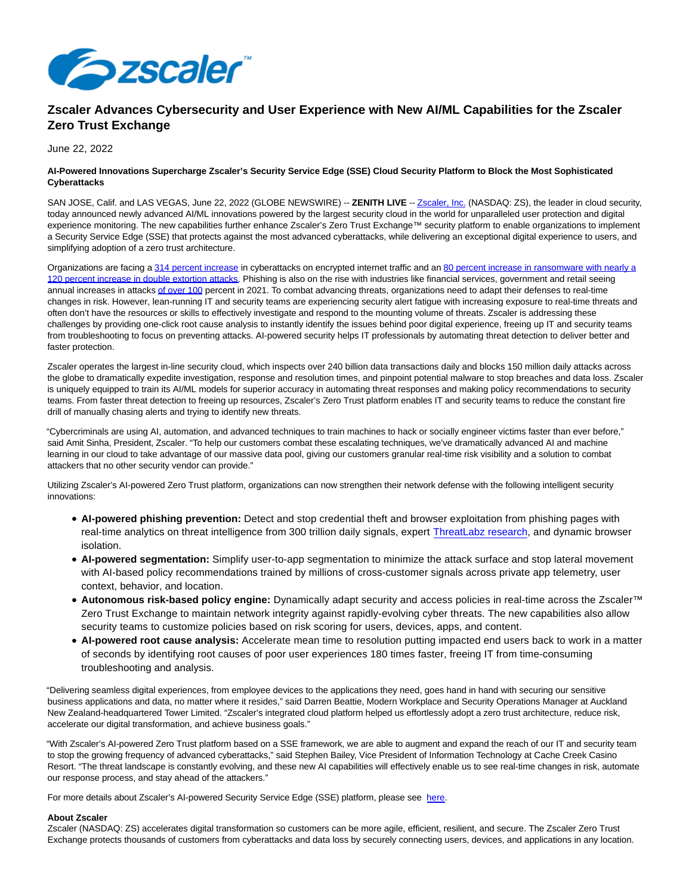# Zscaler Advances Cybersecurity and User Experience with New AI/ML Capabilities for the Zscaler Zero Trust Exchange

June 22, 2022

**AI-Powered Innovations Supercharge Zscaler's Security Service Edge (SSE) Cloud Security Platform to Block the Most Sophisticated Cyberattacks**

SAN JOSE, Calif. and LAS VEGAS, June 22, 2022 (GLOBE NEWSWIRE) -- **ZENITH LIVE** -- Zscaler, Inc. (NASDAQ: ZS), the leader in cloud security, today announced newly advanced AI/ML innovations powered by the largest security cloud in the world for unparalleled user protection and digital experience monitoring. The new capabilities further enhance Zscaler's Zero Trust Exchange™ security platform to enable organizations to implement a Security Service Edge (SSE) that protects against the most advanced cyberattacks, while delivering an exceptional digital experience to users, and simplifying adoption of a zero trust architecture.

Organizations are facing a 314 percent increase in cyberattacks on encrypted internet traffic and an 80 percent increase in ransomware with nearly a 120 percent increase in double extortion attacks. Phishing is also on the rise with industries like financial services, government and retail seeing annual increases in attacks of over 100 percent in 2021. To combat advancing threats, organizations need to adapt their defenses to real-time changes in risk. However, lean-running IT and security teams are experiencing security alert fatigue with increasing exposure to real-time threats and often don't have the resources or skills to effectively investigate and respond to the mounting volume of threats. Zscaler is addressing these challenges by providing one-click root cause analysis to instantly identify the issues behind poor digital experience, freeing up IT and security teams from troubleshooting to focus on preventing attacks. AI-powered security helps IT professionals by automating threat detection to deliver better and faster protection.

Zscaler operates the largest in-line security cloud, which inspects over 240 billion data transactions daily and blocks 150 million daily attacks across the globe to dramatically expedite investigation, response and resolution times, and pinpoint potential malware to stop breaches and data loss. Zscaler is uniquely equipped to train its AI/ML models for superior accuracy in automating threat responses and making policy recommendations to security teams. From faster threat detection to freeing up resources, Zscaler's Zero Trust platform enables IT and security teams to reduce the constant fire drill of manually chasing alerts and trying to identify new threats.

"Cybercriminals are using AI, automation, and advanced techniques to train machines to hack or socially engineer victims faster than ever before," said Amit Sinha, President, Zscaler. "To help our customers combat these escalating techniques, we've dramatically advanced AI and machine learning in our cloud to take advantage of our massive data pool, giving our customers granular real-time risk visibility and a solution to combat attackers that no other security vendor can provide."

Utilizing Zscaler's AI-powered Zero Trust platform, organizations can now strengthen their network defense with the following intelligent security innovations:

- **AI-powered phishing prevention:** Detect and stop credential theft and browser exploitation from phishing pages with real-time analytics on threat intelligence from 300 trillion daily signals, expert ThreatLabz research, and dynamic browser isolation.
- **AI-powered segmentation:** Simplify user-to-app segmentation to minimize the attack surface and stop lateral movement with AI-based policy recommendations trained by millions of cross-customer signals across private app telemetry, user context, behavior, and location.
- **Autonomous risk-based policy engine:** Dynamically adapt security and access policies in real-time across the Zscaler™ Zero Trust Exchange to maintain network integrity against rapidly-evolving cyber threats. The new capabilities also allow security teams to customize policies based on risk scoring for users, devices, apps, and content.
- **AI-powered root cause analysis:** Accelerate mean time to resolution putting impacted end users back to work in a matter of seconds by identifying root causes of poor user experiences 180 times faster, freeing IT from time-consuming troubleshooting and analysis.

"Delivering seamless digital experiences, from employee devices to the applications they need, goes hand in hand with securing our sensitive business applications and data, no matter where it resides," said Darren Beattie, Modern Workplace and Security Operations Manager at Auckland New Zealand-headquartered Tower Limited. "Zscaler's integrated cloud platform helped us effortlessly adopt a zero trust architecture, reduce risk, accelerate our digital transformation, and achieve business goals."

"With Zscaler's AI-powered Zero Trust platform based on a SSE framework, we are able to augment and expand the reach of our IT and security team to stop the growing frequency of advanced cyberattacks," said Stephen Bailey, Vice President of Information Technology at Cache Creek Casino Resort. "The threat landscape is constantly evolving, and these new AI capabilities will effectively enable us to see real-time changes in risk, automate our response process, and stay ahead of the attackers."

For more details about Zscaler's AI-powered Security Service Edge (SSE) platform, please see here.

**About Zscaler**

Zscaler (NASDAQ: ZS) accelerates digital transformation so customers can be more agile, efficient, resilient, and secure. The Zscaler Zero Trust Exchange protects thousands of customers from cyberattacks and data loss by securely connecting users, devices, and applications in any location.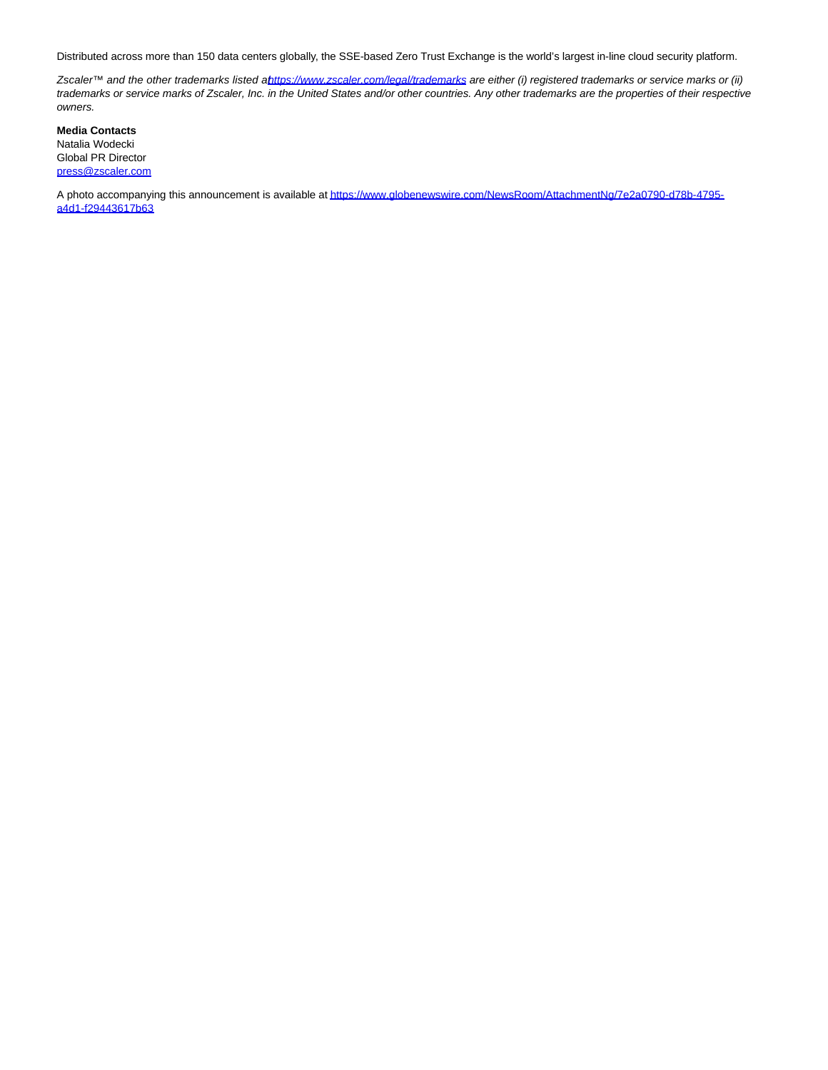Distributed across more than 150 data centers globally, the SSE-based Zero Trust Exchange is the world's largest in-line cloud security platform.

*Zscaler™ and the other trademarks listed at https://www.zscaler.com/legal/trademarks are either (i) registered trademarks or service marks or (ii) trademarks or service marks of Zscaler, Inc. in the United States and/or other countries. Any other trademarks are the properties of their respective owners.*

**Media Contacts**
Natalia Wodecki
Global PR Director
press@zscaler.com

A photo accompanying this announcement is available at https://www.globenewswire.com/NewsRoom/AttachmentNg/7e2a0790-d78b-4795-a4d1-f29443617b63